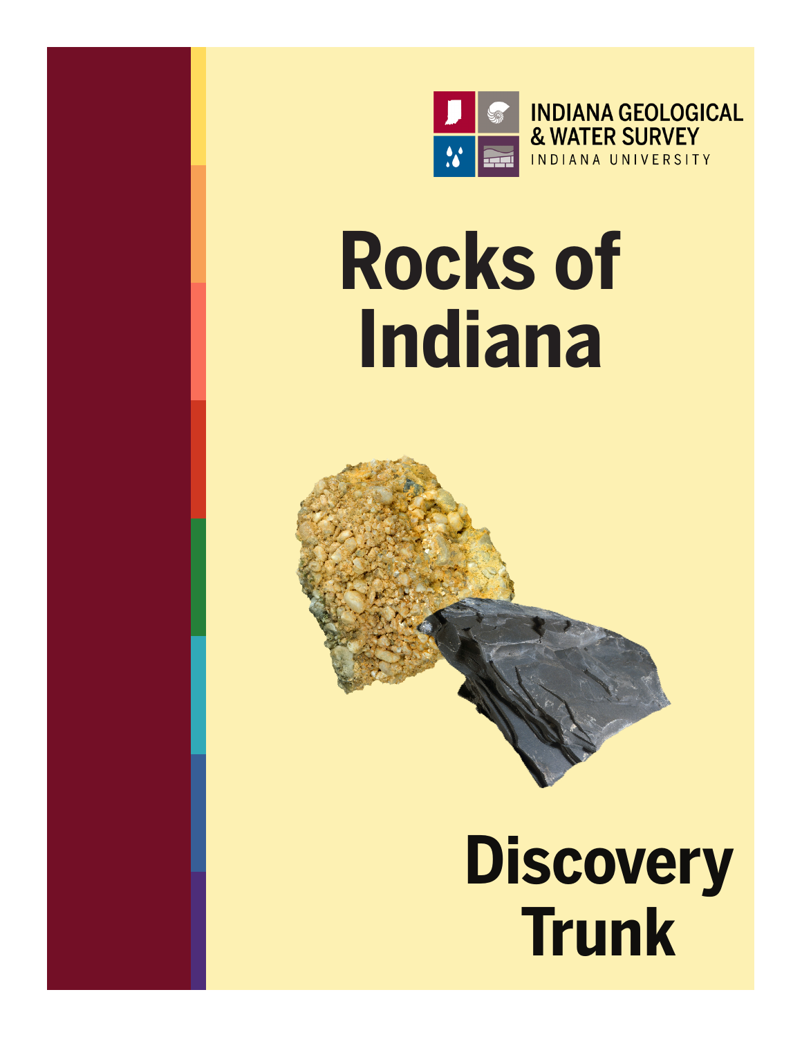INDIANA GEOLOGICAL & WATER SURVEY

INDIANA UNIVERSITY

# Rocks of Indiana

# Discovery Trunk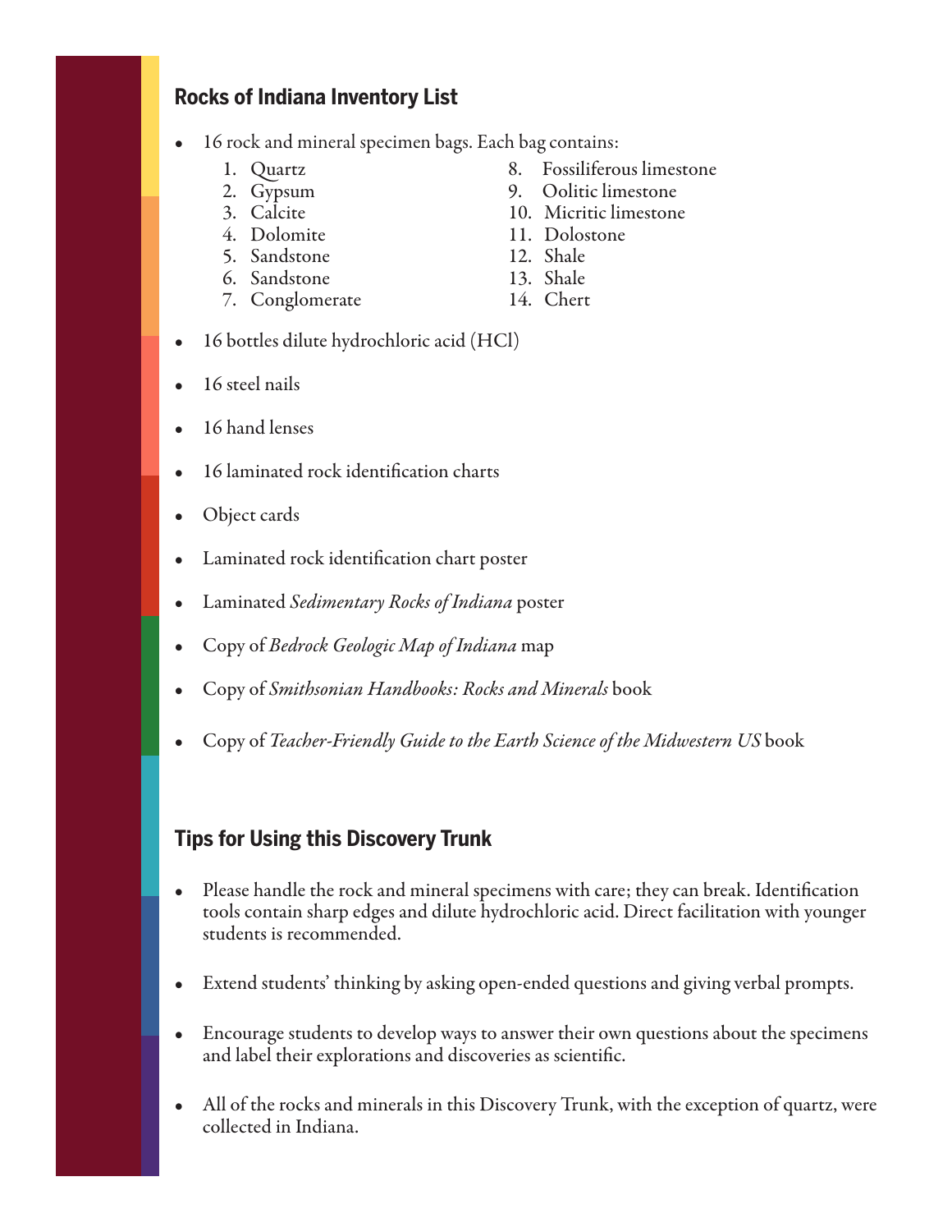## Rocks of Indiana Inventory List

- 16 rock and mineral specimen bags. Each bag contains:
    1. Quartz
    2. Gypsum
    3. Calcite
    4. Dolomite
    5. Sandstone
    6. Sandstone
    7. Conglomerate
    8. Fossiliferous limestone
    9. Oolitic limestone
    10. Micritic limestone
    11. Dolostone
    12. Shale
    13. Shale
    14. Chert
- 16 bottles dilute hydrochloric acid (HCl)
- 16 steel nails
- 16 hand lenses
- 16 laminated rock identification charts
- Object cards
- Laminated rock identification chart poster
- Laminated *Sedimentary Rocks of Indiana* poster
- Copy of *Bedrock Geologic Map of Indiana* map
- Copy of *Smithsonian Handbooks: Rocks and Minerals* book
- Copy of *Teacher-Friendly Guide to the Earth Science of the Midwestern US* book

## Tips for Using this Discovery Trunk

- Please handle the rock and mineral specimens with care; they can break. Identification tools contain sharp edges and dilute hydrochloric acid. Direct facilitation with younger students is recommended.
- Extend students' thinking by asking open-ended questions and giving verbal prompts.
- Encourage students to develop ways to answer their own questions about the specimens and label their explorations and discoveries as scientific.
- All of the rocks and minerals in this Discovery Trunk, with the exception of quartz, were collected in Indiana.